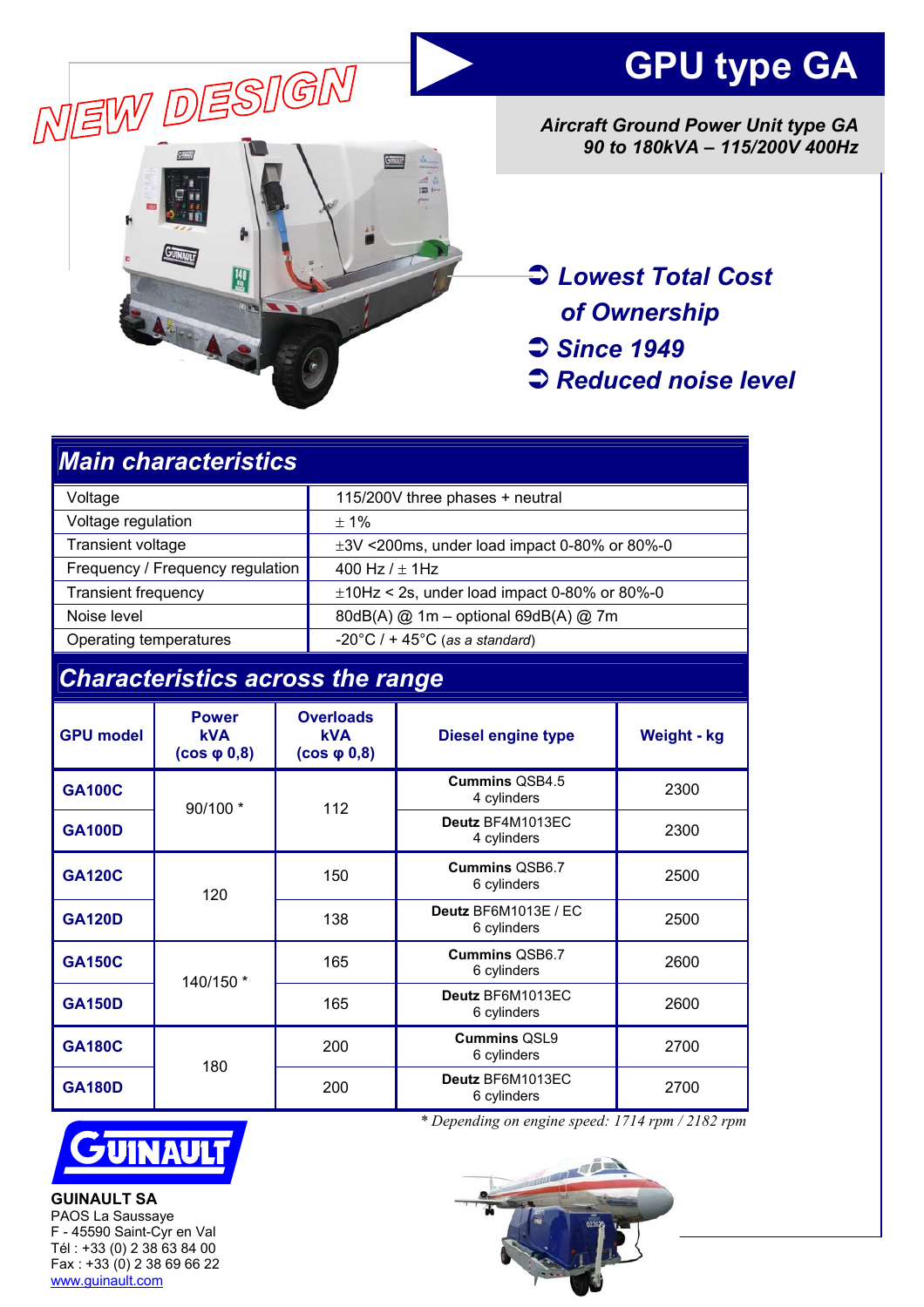NEW DESIGN

# GPU type GA

***Aircraft Ground Power Unit type GA***
***90 to 180kVA – 115/200V 400Hz***

- ***Lowest Total Cost of Ownership***
- ***Since 1949***
- ***Reduced noise level***

## Main characteristics

| | |
|---|---|
| Voltage | 115/200V three phases + neutral |
| Voltage regulation | ± 1% |
| Transient voltage | ±3V <200ms, under load impact 0-80% or 80%-0 |
| Frequency / Frequency regulation | 400 Hz / ± 1Hz |
| Transient frequency | ±10Hz < 2s, under load impact 0-80% or 80%-0 |
| Noise level | 80dB(A) @ 1m – optional 69dB(A) @ 7m |
| Operating temperatures | -20°C / + 45°C (*as a standard*) |

## Characteristics across the range

| GPU model | Power kVA (cos φ 0,8) | Overloads kVA (cos φ 0,8) | Diesel engine type | Weight - kg |
|---|---|---|---|---|
| **GA100C** | 90/100 * | 112 | **Cummins** QSB4.5 4 cylinders | 2300 |
| **GA100D** | | | **Deutz** BF4M1013EC 4 cylinders | 2300 |
| **GA120C** | 120 | 150 | **Cummins** QSB6.7 6 cylinders | 2500 |
| **GA120D** | | 138 | **Deutz** BF6M1013E / EC 6 cylinders | 2500 |
| **GA150C** | 140/150 * | 165 | **Cummins** QSB6.7 6 cylinders | 2600 |
| **GA150D** | | 165 | **Deutz** BF6M1013EC 6 cylinders | 2600 |
| **GA180C** | 180 | 200 | **Cummins** QSL9 6 cylinders | 2700 |
| **GA180D** | | 200 | **Deutz** BF6M1013EC 6 cylinders | 2700 |

*\* Depending on engine speed: 1714 rpm / 2182 rpm*

**GUINAULT SA**
PAOS La Saussaye
F - 45590 Saint-Cyr en Val
Tél : +33 (0) 2 38 63 84 00
Fax : +33 (0) 2 38 69 66 22
www.guinault.com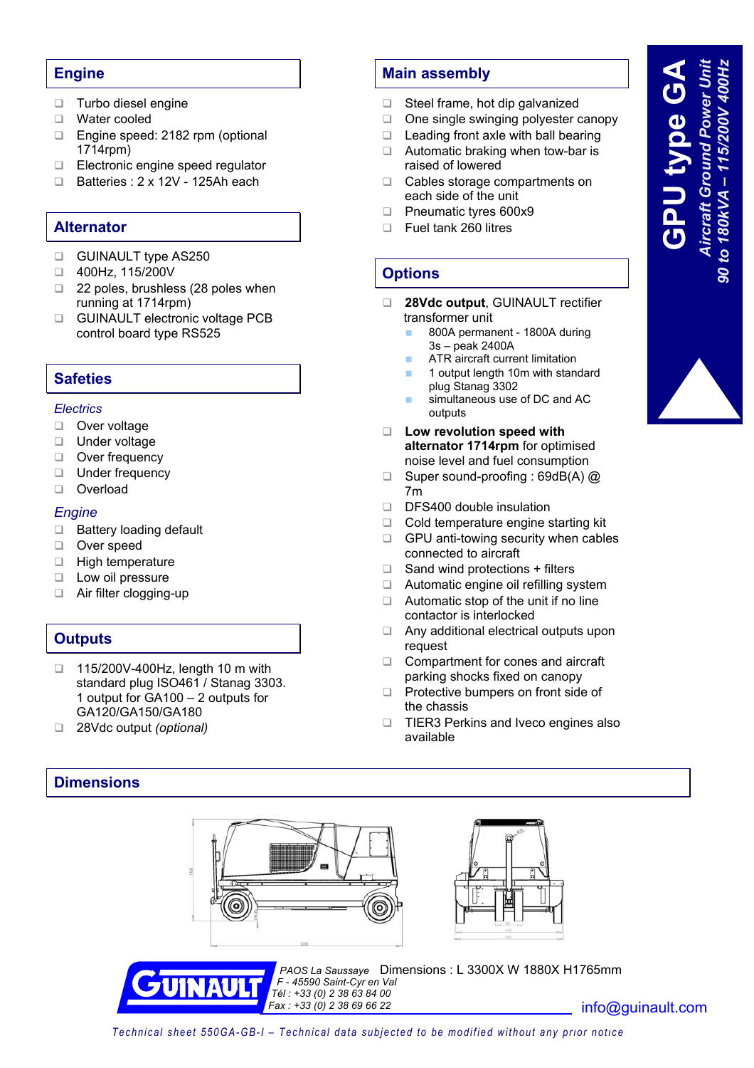# GPU type GA

*Aircraft Ground Power Unit*

*90 to 180kVA – 115/200V 400Hz*

## Engine

- Turbo diesel engine
- Water cooled
- Engine speed: 2182 rpm (optional 1714rpm)
- Electronic engine speed regulator
- Batteries : 2 x 12V - 125Ah each

## Alternator

- GUINAULT type AS250
- 400Hz, 115/200V
- 22 poles, brushless (28 poles when running at 1714rpm)
- GUINAULT electronic voltage PCB control board type RS525

## Safeties

*Electrics*

- Over voltage
- Under voltage
- Over frequency
- Under frequency
- Overload

*Engine*

- Battery loading default
- Over speed
- High temperature
- Low oil pressure
- Air filter clogging-up

## Outputs

- 115/200V-400Hz, length 10 m with standard plug ISO461 / Stanag 3303. 1 output for GA100 – 2 outputs for GA120/GA150/GA180
- 28Vdc output *(optional)*

## Main assembly

- Steel frame, hot dip galvanized
- One single swinging polyester canopy
- Leading front axle with ball bearing
- Automatic braking when tow-bar is raised of lowered
- Cables storage compartments on each side of the unit
- Pneumatic tyres 600x9
- Fuel tank 260 litres

## Options

- **28Vdc output**, GUINAULT rectifier transformer unit
  - 800A permanent - 1800A during 3s – peak 2400A
  - ATR aircraft current limitation
  - 1 output length 10m with standard plug Stanag 3302
  - simultaneous use of DC and AC outputs
- **Low revolution speed with alternator 1714rpm** for optimised noise level and fuel consumption
- Super sound-proofing : 69dB(A) @ 7m
- DFS400 double insulation
- Cold temperature engine starting kit
- GPU anti-towing security when cables connected to aircraft
- Sand wind protections + filters
- Automatic engine oil refilling system
- Automatic stop of the unit if no line contactor is interlocked
- Any additional electrical outputs upon request
- Compartment for cones and aircraft parking shocks fixed on canopy
- Protective bumpers on front side of the chassis
- TIER3 Perkins and Iveco engines also available

## Dimensions

Dimensions : L 3300X W 1880X H1765mm

GUINAULT

*PAOS La Saussaye*
*F - 45590 Saint-Cyr en Val*
*Tél : +33 (0) 2 38 63 84 00*
*Fax : +33 (0) 2 38 69 66 22*

info@guinault.com

*Technical sheet 550GA-GB-I – Technical data subjected to be modified without any prior notice*